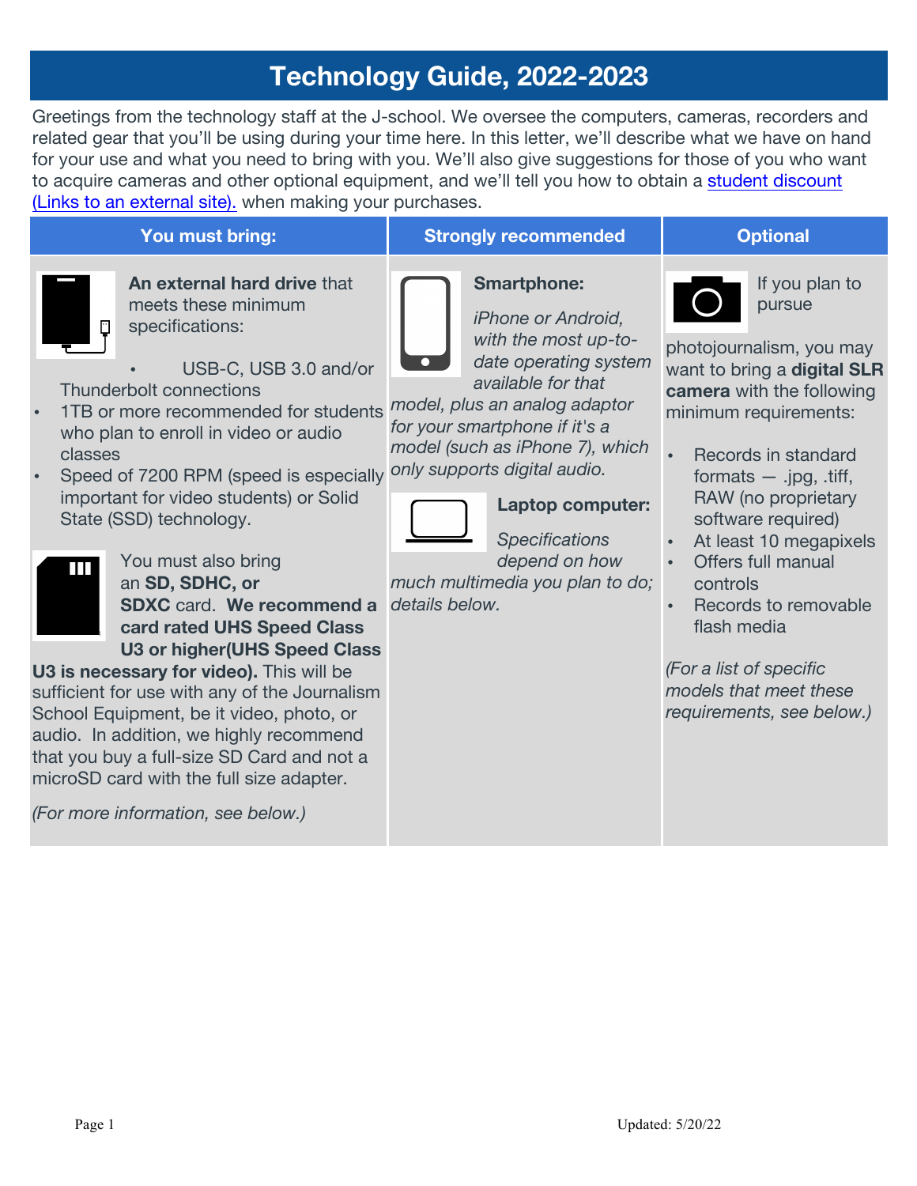# Technology Guide, 2022-2023

Greetings from the technology staff at the J-school. We oversee the computers, cameras, recorders and related gear that you'll be using during your time here. In this letter, we'll describe what we have on hand for your use and what you need to bring with you. We'll also give suggestions for those of you who want to acquire cameras and other optional equipment, and we'll tell you how to obtain a [student discount (Links to an external site).]() when making your purchases.

| You must bring: | Strongly recommended | Optional |
| --- | --- | --- |
| **An external hard drive** that meets these minimum specifications:<br><br>• USB-C, USB 3.0 and/or Thunderbolt connections<br>• 1TB or more recommended for students who plan to enroll in video or audio classes<br>• Speed of 7200 RPM (speed is especially important for video students) or Solid State (SSD) technology.<br><br>You must also bring an **SD, SDHC, or SDXC** card. **We recommend a card rated UHS Speed Class U3 or higher(UHS Speed Class U3 is necessary for video).** This will be sufficient for use with any of the Journalism School Equipment, be it video, photo, or audio. In addition, we highly recommend that you buy a full-size SD Card and not a microSD card with the full size adapter.<br><br>*(For more information, see below.)* | **Smartphone:**<br><br>*iPhone or Android, with the most up-to-date operating system available for that model, plus an analog adaptor for your smartphone if it's a model (such as iPhone 7), which only supports digital audio.*<br><br>**Laptop computer:**<br><br>*Specifications depend on how much multimedia you plan to do; details below.* | If you plan to pursue photojournalism, you may want to bring a **digital SLR camera** with the following minimum requirements:<br><br>• Records in standard formats — .jpg, .tiff, RAW (no proprietary software required)<br>• At least 10 megapixels<br>• Offers full manual controls<br>• Records to removable flash media<br><br>*(For a list of specific models that meet these requirements, see below.)* |

Updated: 5/20/22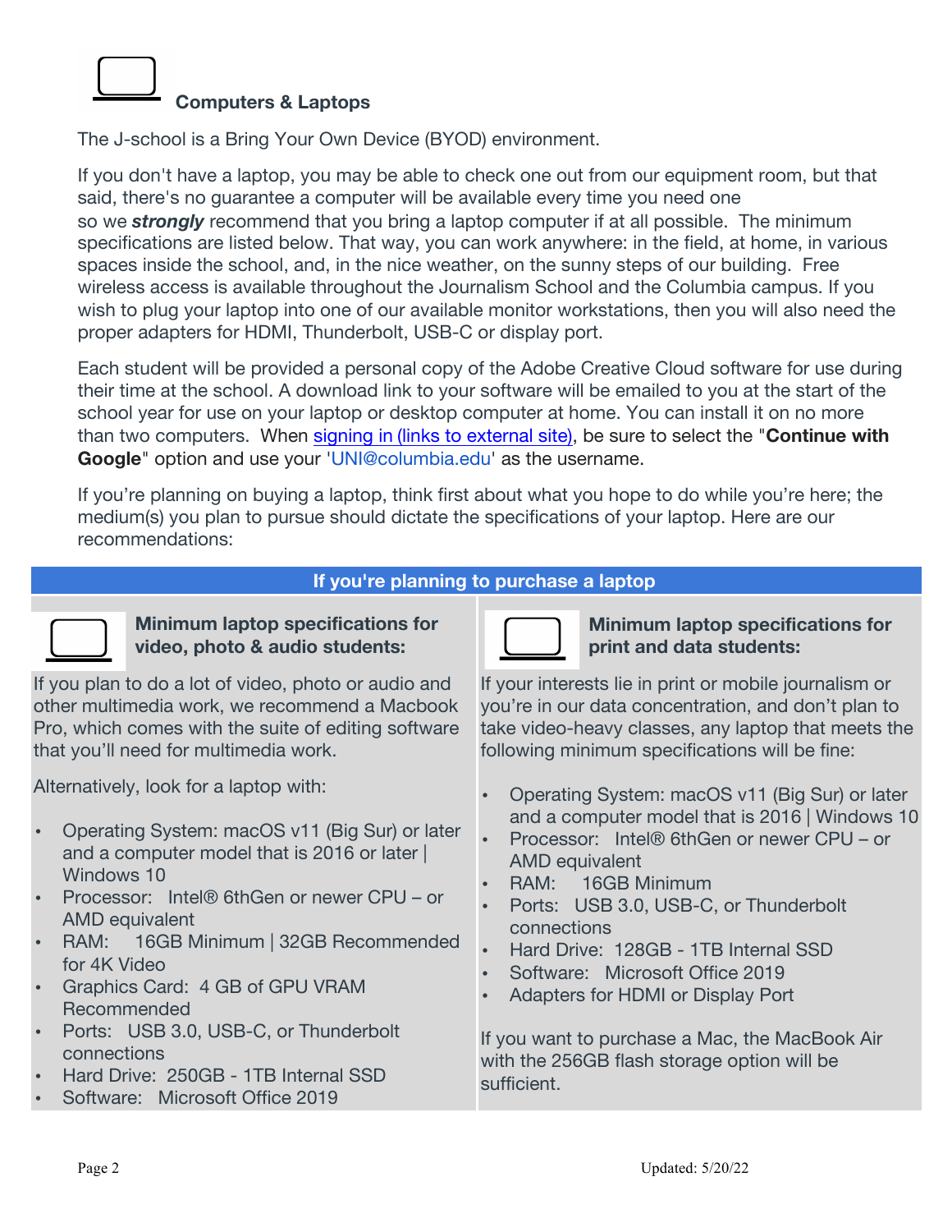## Computers & Laptops

The J-school is a Bring Your Own Device (BYOD) environment.

If you don't have a laptop, you may be able to check one out from our equipment room, but that said, there's no guarantee a computer will be available every time you need one so we ***strongly*** recommend that you bring a laptop computer if at all possible. The minimum specifications are listed below. That way, you can work anywhere: in the field, at home, in various spaces inside the school, and, in the nice weather, on the sunny steps of our building. Free wireless access is available throughout the Journalism School and the Columbia campus. If you wish to plug your laptop into one of our available monitor workstations, then you will also need the proper adapters for HDMI, Thunderbolt, USB-C or display port.

Each student will be provided a personal copy of the Adobe Creative Cloud software for use during their time at the school. A download link to your software will be emailed to you at the start of the school year for use on your laptop or desktop computer at home. You can install it on no more than two computers. When signing in (links to external site), be sure to select the "**Continue with Google**" option and use your 'UNI@columbia.edu' as the username.

If you're planning on buying a laptop, think first about what you hope to do while you're here; the medium(s) you plan to pursue should dictate the specifications of your laptop. Here are our recommendations:

### If you're planning to purchase a laptop

#### Minimum laptop specifications for video, photo & audio students:

If you plan to do a lot of video, photo or audio and other multimedia work, we recommend a Macbook Pro, which comes with the suite of editing software that you'll need for multimedia work.

Alternatively, look for a laptop with:

- Operating System: macOS v11 (Big Sur) or later and a computer model that is 2016 or later | Windows 10
- Processor: Intel® 6thGen or newer CPU – or AMD equivalent
- RAM: 16GB Minimum | 32GB Recommended for 4K Video
- Graphics Card: 4 GB of GPU VRAM Recommended
- Ports: USB 3.0, USB-C, or Thunderbolt connections
- Hard Drive: 250GB - 1TB Internal SSD
- Software: Microsoft Office 2019

#### Minimum laptop specifications for print and data students:

If your interests lie in print or mobile journalism or you're in our data concentration, and don't plan to take video-heavy classes, any laptop that meets the following minimum specifications will be fine:

- Operating System: macOS v11 (Big Sur) or later and a computer model that is 2016 | Windows 10
- Processor: Intel® 6thGen or newer CPU – or AMD equivalent
- RAM: 16GB Minimum
- Ports: USB 3.0, USB-C, or Thunderbolt connections
- Hard Drive: 128GB - 1TB Internal SSD
- Software: Microsoft Office 2019
- Adapters for HDMI or Display Port

If you want to purchase a Mac, the MacBook Air with the 256GB flash storage option will be sufficient.

Updated: 5/20/22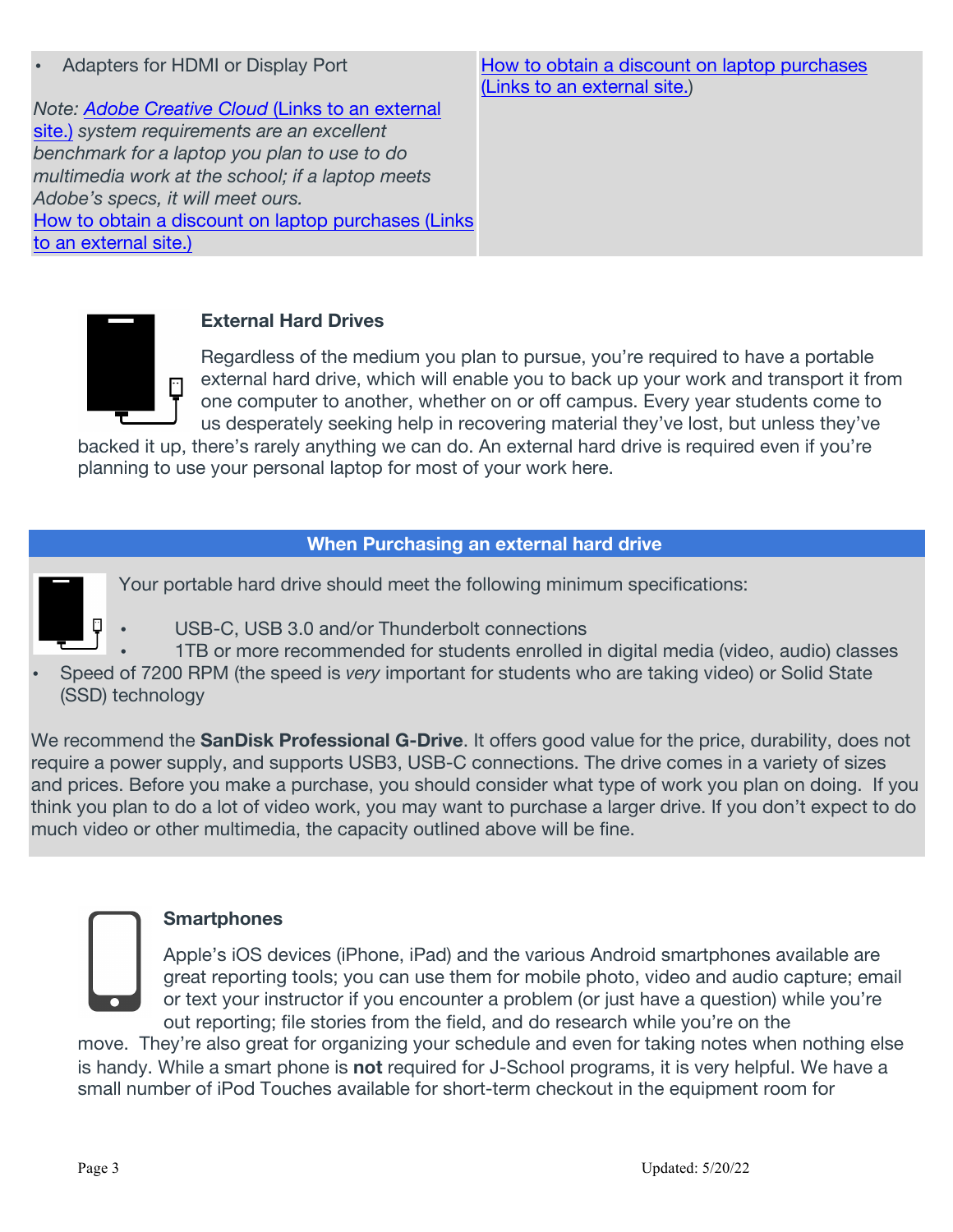| | |
|---|---|
| • Adapters for HDMI or Display Port<br><br>*Note: [Adobe Creative Cloud](#) (Links to an external site.) system requirements are an excellent benchmark for a laptop you plan to use to do multimedia work at the school; if a laptop meets Adobe's specs, it will meet ours.*<br>[How to obtain a discount on laptop purchases (Links to an external site.)](#) | [How to obtain a discount on laptop purchases (Links to an external site.)](#) |

### External Hard Drives

Regardless of the medium you plan to pursue, you're required to have a portable external hard drive, which will enable you to back up your work and transport it from one computer to another, whether on or off campus. Every year students come to us desperately seeking help in recovering material they've lost, but unless they've backed it up, there's rarely anything we can do. An external hard drive is required even if you're planning to use your personal laptop for most of your work here.

#### When Purchasing an external hard drive

Your portable hard drive should meet the following minimum specifications:

- USB-C, USB 3.0 and/or Thunderbolt connections
- 1TB or more recommended for students enrolled in digital media (video, audio) classes
- Speed of 7200 RPM (the speed is *very* important for students who are taking video) or Solid State (SSD) technology

We recommend the **SanDisk Professional G-Drive**. It offers good value for the price, durability, does not require a power supply, and supports USB3, USB-C connections. The drive comes in a variety of sizes and prices. Before you make a purchase, you should consider what type of work you plan on doing. If you think you plan to do a lot of video work, you may want to purchase a larger drive. If you don't expect to do much video or other multimedia, the capacity outlined above will be fine.

### Smartphones

Apple's iOS devices (iPhone, iPad) and the various Android smartphones available are great reporting tools; you can use them for mobile photo, video and audio capture; email or text your instructor if you encounter a problem (or just have a question) while you're out reporting; file stories from the field, and do research while you're on the move. They're also great for organizing your schedule and even for taking notes when nothing else is handy. While a smart phone is **not** required for J-School programs, it is very helpful. We have a small number of iPod Touches available for short-term checkout in the equipment room for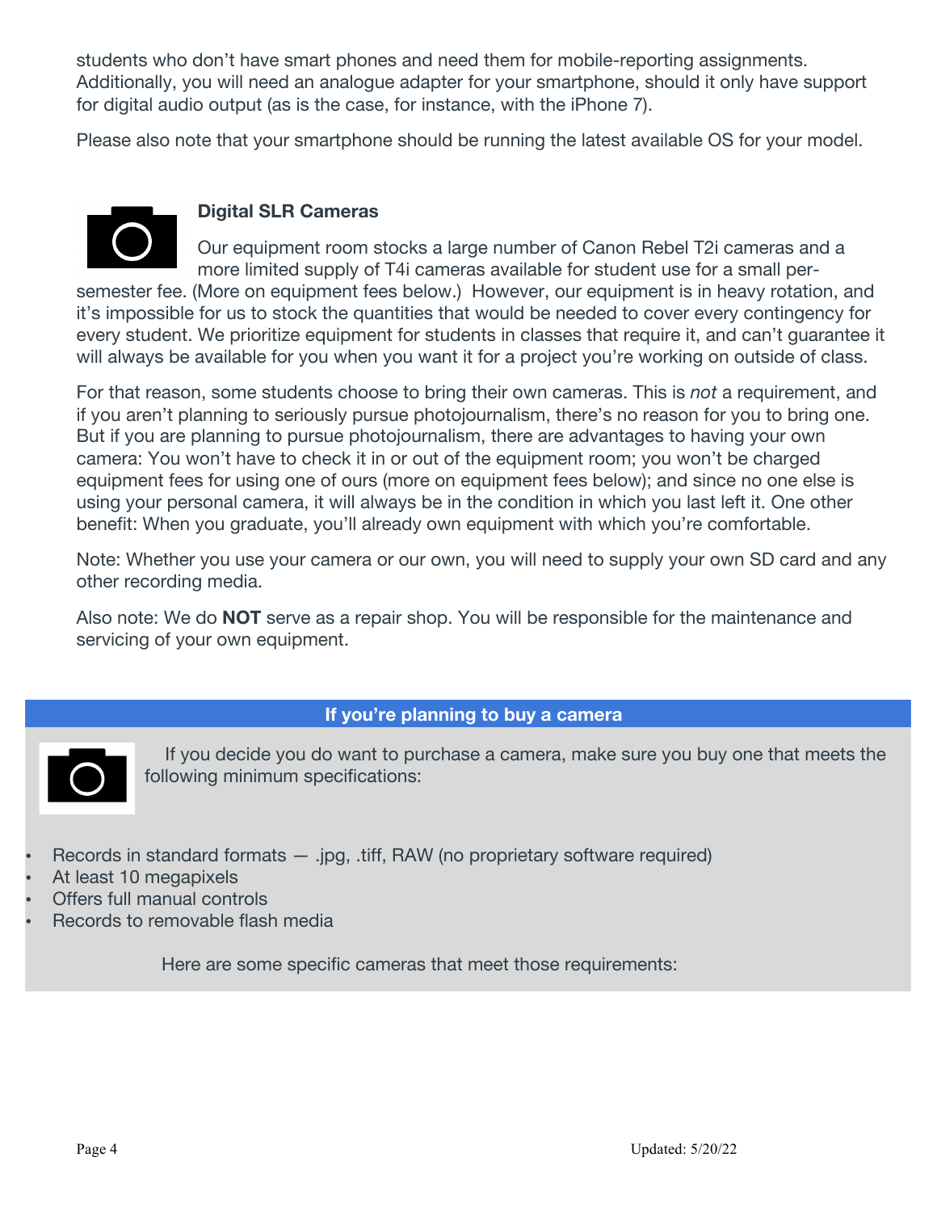students who don't have smart phones and need them for mobile-reporting assignments. Additionally, you will need an analogue adapter for your smartphone, should it only have support for digital audio output (as is the case, for instance, with the iPhone 7).

Please also note that your smartphone should be running the latest available OS for your model.

### Digital SLR Cameras

Our equipment room stocks a large number of Canon Rebel T2i cameras and a more limited supply of T4i cameras available for student use for a small per-semester fee. (More on equipment fees below.) However, our equipment is in heavy rotation, and it's impossible for us to stock the quantities that would be needed to cover every contingency for every student. We prioritize equipment for students in classes that require it, and can't guarantee it will always be available for you when you want it for a project you're working on outside of class.

For that reason, some students choose to bring their own cameras. This is *not* a requirement, and if you aren't planning to seriously pursue photojournalism, there's no reason for you to bring one. But if you are planning to pursue photojournalism, there are advantages to having your own camera: You won't have to check it in or out of the equipment room; you won't be charged equipment fees for using one of ours (more on equipment fees below); and since no one else is using your personal camera, it will always be in the condition in which you last left it. One other benefit: When you graduate, you'll already own equipment with which you're comfortable.

Note: Whether you use your camera or our own, you will need to supply your own SD card and any other recording media.

Also note: We do **NOT** serve as a repair shop. You will be responsible for the maintenance and servicing of your own equipment.

### If you're planning to buy a camera

If you decide you do want to purchase a camera, make sure you buy one that meets the following minimum specifications:

- Records in standard formats — .jpg, .tiff, RAW (no proprietary software required)
- At least 10 megapixels
- Offers full manual controls
- Records to removable flash media

Here are some specific cameras that meet those requirements: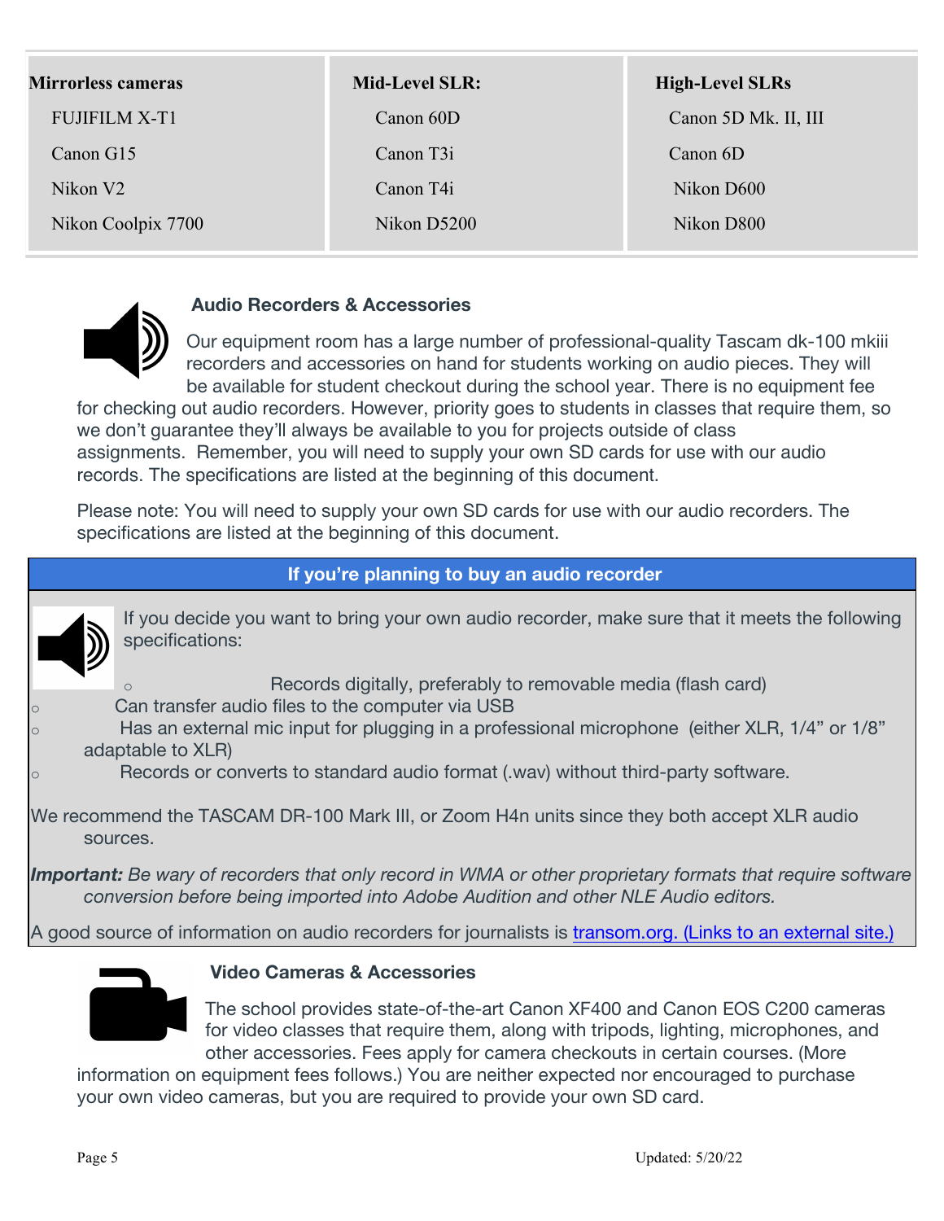| Mirrorless cameras | Mid-Level SLR: | High-Level SLRs |
|---|---|---|
| FUJIFILM X-T1 | Canon 60D | Canon 5D Mk. II, III |
| Canon G15 | Canon T3i | Canon 6D |
| Nikon V2 | Canon T4i | Nikon D600 |
| Nikon Coolpix 7700 | Nikon D5200 | Nikon D800 |

### Audio Recorders & Accessories

Our equipment room has a large number of professional-quality Tascam dk-100 mkiii recorders and accessories on hand for students working on audio pieces. They will be available for student checkout during the school year. There is no equipment fee for checking out audio recorders. However, priority goes to students in classes that require them, so we don't guarantee they'll always be available to you for projects outside of class assignments. Remember, you will need to supply your own SD cards for use with our audio records. The specifications are listed at the beginning of this document.

Please note: You will need to supply your own SD cards for use with our audio recorders. The specifications are listed at the beginning of this document.

**If you're planning to buy an audio recorder**

If you decide you want to bring your own audio recorder, make sure that it meets the following specifications:

- Records digitally, preferably to removable media (flash card)
- Can transfer audio files to the computer via USB
- Has an external mic input for plugging in a professional microphone (either XLR, 1/4" or 1/8" adaptable to XLR)
- Records or converts to standard audio format (.wav) without third-party software.

We recommend the TASCAM DR-100 Mark III, or Zoom H4n units since they both accept XLR audio sources.

***Important:*** *Be wary of recorders that only record in WMA or other proprietary formats that require software conversion before being imported into Adobe Audition and other NLE Audio editors.*

A good source of information on audio recorders for journalists is transom.org. (Links to an external site.)

### Video Cameras & Accessories

The school provides state-of-the-art Canon XF400 and Canon EOS C200 cameras for video classes that require them, along with tripods, lighting, microphones, and other accessories. Fees apply for camera checkouts in certain courses. (More information on equipment fees follows.) You are neither expected nor encouraged to purchase your own video cameras, but you are required to provide your own SD card.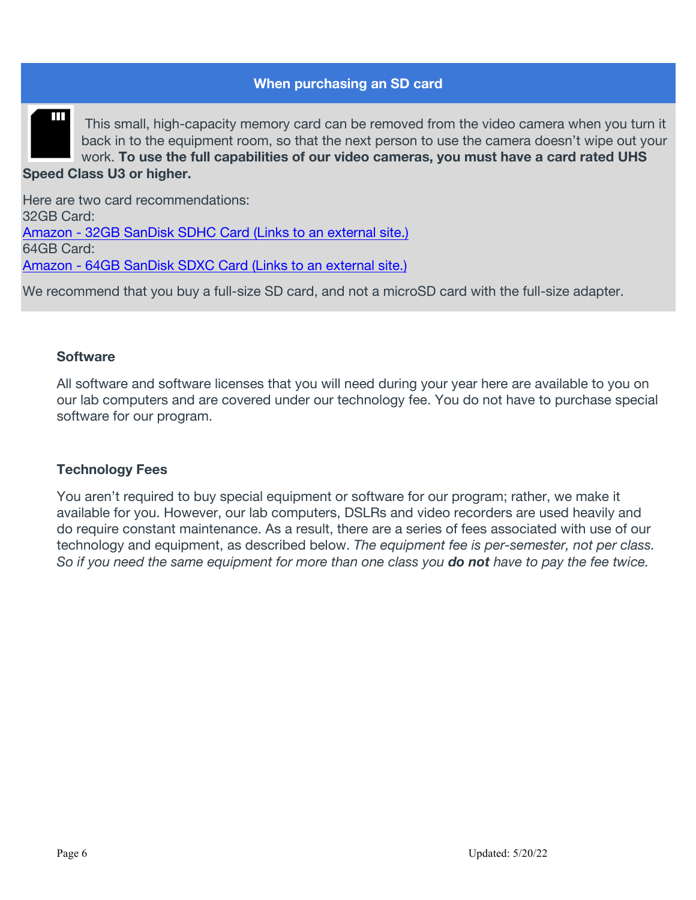## When purchasing an SD card

This small, high-capacity memory card can be removed from the video camera when you turn it back in to the equipment room, so that the next person to use the camera doesn't wipe out your work. **To use the full capabilities of our video cameras, you must have a card rated UHS Speed Class U3 or higher.**

Here are two card recommendations:
32GB Card:
Amazon - 32GB SanDisk SDHC Card (Links to an external site.)
64GB Card:
Amazon - 64GB SanDisk SDXC Card (Links to an external site.)

We recommend that you buy a full-size SD card, and not a microSD card with the full-size adapter.

### Software

All software and software licenses that you will need during your year here are available to you on our lab computers and are covered under our technology fee. You do not have to purchase special software for our program.

### Technology Fees

You aren't required to buy special equipment or software for our program; rather, we make it available for you. However, our lab computers, DSLRs and video recorders are used heavily and do require constant maintenance. As a result, there are a series of fees associated with use of our technology and equipment, as described below. *The equipment fee is per-semester, not per class. So if you need the same equipment for more than one class you **do not** have to pay the fee twice.*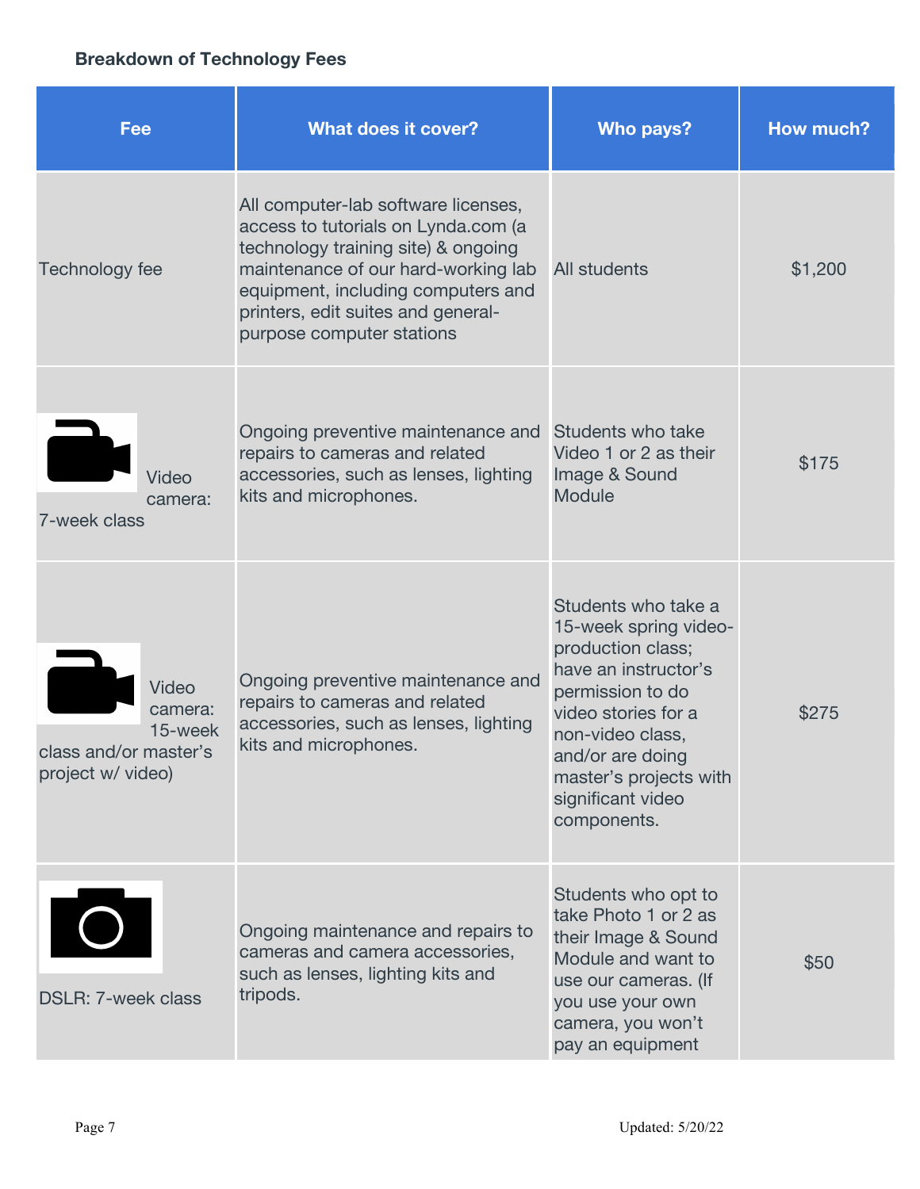### Breakdown of Technology Fees

| Fee | What does it cover? | Who pays? | How much? |
|---|---|---|---|
| Technology fee | All computer-lab software licenses, access to tutorials on Lynda.com (a technology training site) & ongoing maintenance of our hard-working lab equipment, including computers and printers, edit suites and general-purpose computer stations | All students | $1,200 |
| Video camera: 7-week class | Ongoing preventive maintenance and repairs to cameras and related accessories, such as lenses, lighting kits and microphones. | Students who take Video 1 or 2 as their Image & Sound Module | $175 |
| Video camera: 15-week class and/or master's project w/ video) | Ongoing preventive maintenance and repairs to cameras and related accessories, such as lenses, lighting kits and microphones. | Students who take a 15-week spring video-production class; have an instructor's permission to do video stories for a non-video class, and/or are doing master's projects with significant video components. | $275 |
| DSLR: 7-week class | Ongoing maintenance and repairs to cameras and camera accessories, such as lenses, lighting kits and tripods. | Students who opt to take Photo 1 or 2 as their Image & Sound Module and want to use our cameras. (If you use your own camera, you won't pay an equipment | $50 |

Updated: 5/20/22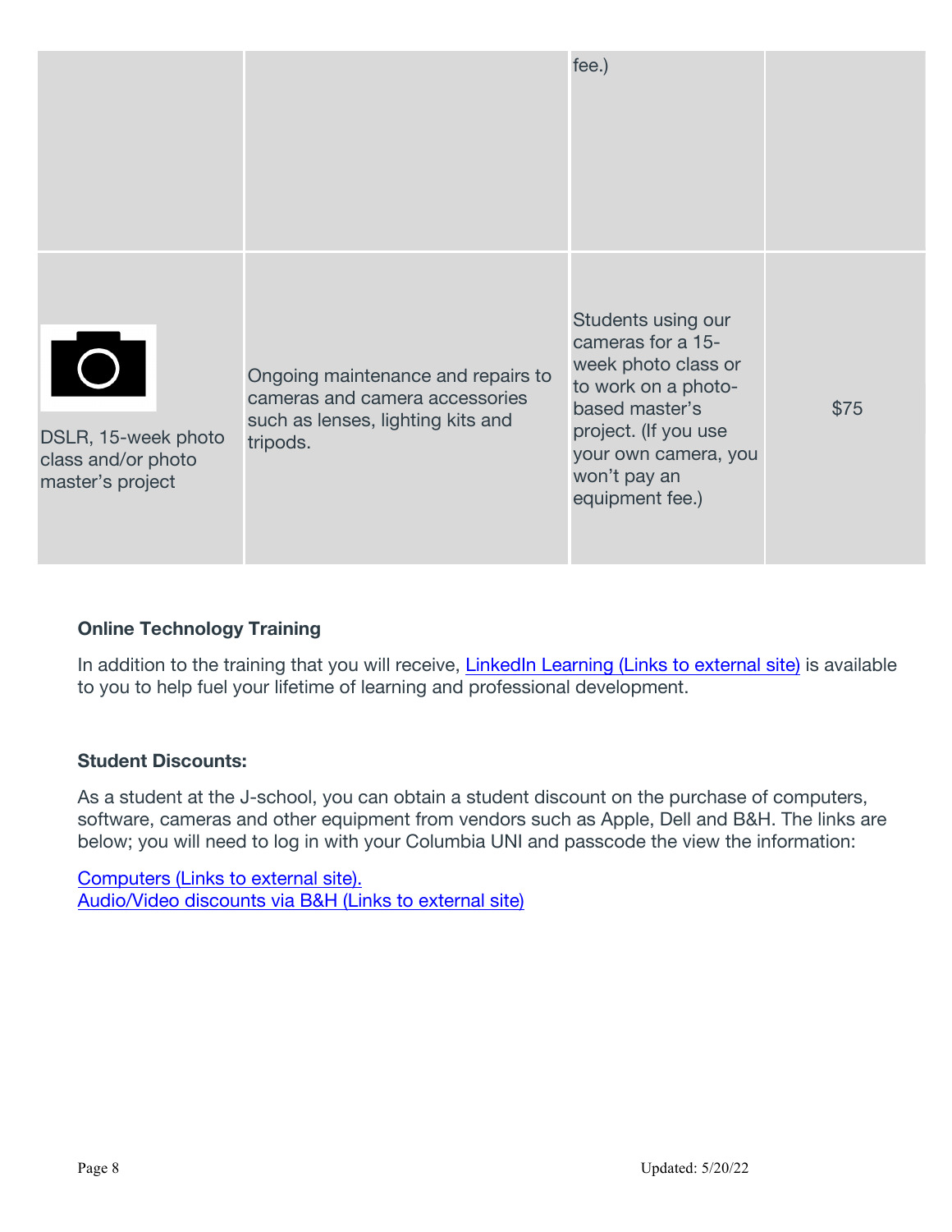| | | | |
|---|---|---|---|
| | | fee.) | |
| DSLR, 15-week photo class and/or photo master's project | Ongoing maintenance and repairs to cameras and camera accessories such as lenses, lighting kits and tripods. | Students using our cameras for a 15-week photo class or to work on a photo-based master's project. (If you use your own camera, you won't pay an equipment fee.) | $75 |

**Online Technology Training**

In addition to the training that you will receive, LinkedIn Learning (Links to external site) is available to you to help fuel your lifetime of learning and professional development.

**Student Discounts:**

As a student at the J-school, you can obtain a student discount on the purchase of computers, software, cameras and other equipment from vendors such as Apple, Dell and B&H. The links are below; you will need to log in with your Columbia UNI and passcode the view the information:

Computers (Links to external site).
Audio/Video discounts via B&H (Links to external site)

Updated: 5/20/22